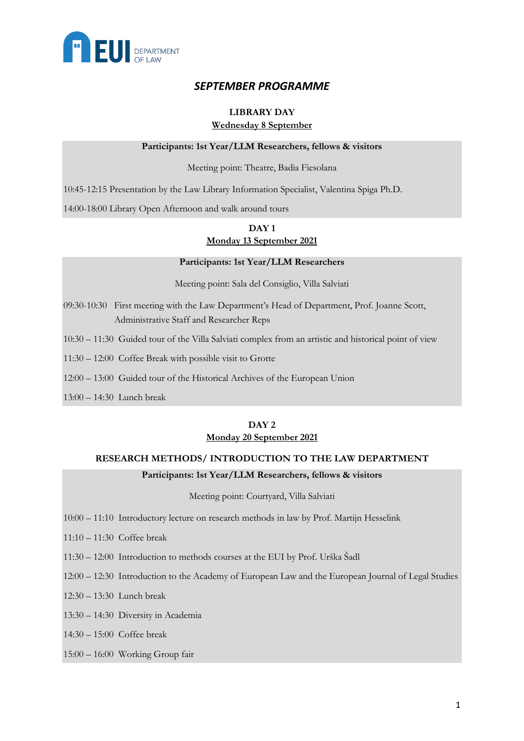EUI DEPARTMENT OF LAW

# *SEPTEMBER PROGRAMME*

## LIBRARY DAY

**Wednesday 8 September**

**Participants: 1st Year/LLM Researchers, fellows & visitors**

Meeting point: Theatre, Badia Fiesolana

10:45-12:15 Presentation by the Law Library Information Specialist, Valentina Spiga Ph.D.

14:00-18:00 Library Open Afternoon and walk around tours

## DAY 1

**Monday 13 September 2021**

**Participants: 1st Year/LLM Researchers**

Meeting point: Sala del Consiglio, Villa Salviati

09:30-10:30 First meeting with the Law Department's Head of Department, Prof. Joanne Scott, Administrative Staff and Researcher Reps

10:30 – 11:30 Guided tour of the Villa Salviati complex from an artistic and historical point of view

11:30 – 12:00 Coffee Break with possible visit to Grotte

12:00 – 13:00 Guided tour of the Historical Archives of the European Union

13:00 – 14:30 Lunch break

## DAY 2

**Monday 20 September 2021**

### RESEARCH METHODS/ INTRODUCTION TO THE LAW DEPARTMENT

**Participants: 1st Year/LLM Researchers, fellows & visitors**

Meeting point: Courtyard, Villa Salviati

10:00 – 11:10 Introductory lecture on research methods in law by Prof. Martijn Hesselink

11:10 – 11:30 Coffee break

11:30 – 12:00 Introduction to methods courses at the EUI by Prof. Urška Šadl

12:00 – 12:30 Introduction to the Academy of European Law and the European Journal of Legal Studies

12:30 – 13:30 Lunch break

13:30 – 14:30 Diversity in Academia

14:30 – 15:00 Coffee break

15:00 – 16:00 Working Group fair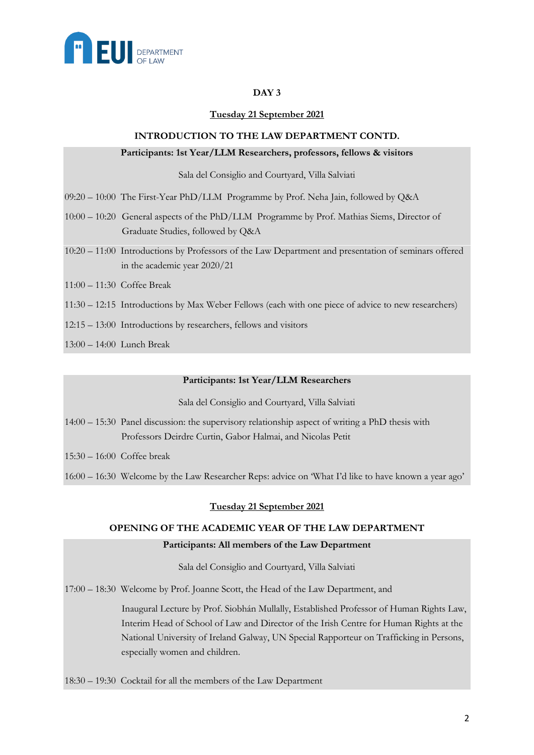## DAY 3

**Tuesday 21 September 2021**

### INTRODUCTION TO THE LAW DEPARTMENT CONTD.

**Participants: 1st Year/LLM Researchers, professors, fellows & visitors**

Sala del Consiglio and Courtyard, Villa Salviati

09:20 – 10:00 The First-Year PhD/LLM Programme by Prof. Neha Jain, followed by Q&A

10:00 – 10:20 General aspects of the PhD/LLM Programme by Prof. Mathias Siems, Director of Graduate Studies, followed by Q&A

10:20 – 11:00 Introductions by Professors of the Law Department and presentation of seminars offered in the academic year 2020/21

11:00 – 11:30 Coffee Break

11:30 – 12:15 Introductions by Max Weber Fellows (each with one piece of advice to new researchers)

12:15 – 13:00 Introductions by researchers, fellows and visitors

13:00 – 14:00 Lunch Break

**Participants: 1st Year/LLM Researchers**

Sala del Consiglio and Courtyard, Villa Salviati

14:00 – 15:30 Panel discussion: the supervisory relationship aspect of writing a PhD thesis with Professors Deirdre Curtin, Gabor Halmai, and Nicolas Petit

15:30 – 16:00 Coffee break

16:00 – 16:30 Welcome by the Law Researcher Reps: advice on 'What I'd like to have known a year ago'

**Tuesday 21 September 2021**

### OPENING OF THE ACADEMIC YEAR OF THE LAW DEPARTMENT

**Participants: All members of the Law Department**

Sala del Consiglio and Courtyard, Villa Salviati

17:00 – 18:30 Welcome by Prof. Joanne Scott, the Head of the Law Department, and

Inaugural Lecture by Prof. Siobhán Mullally, Established Professor of Human Rights Law, Interim Head of School of Law and Director of the Irish Centre for Human Rights at the National University of Ireland Galway, UN Special Rapporteur on Trafficking in Persons, especially women and children.

18:30 – 19:30 Cocktail for all the members of the Law Department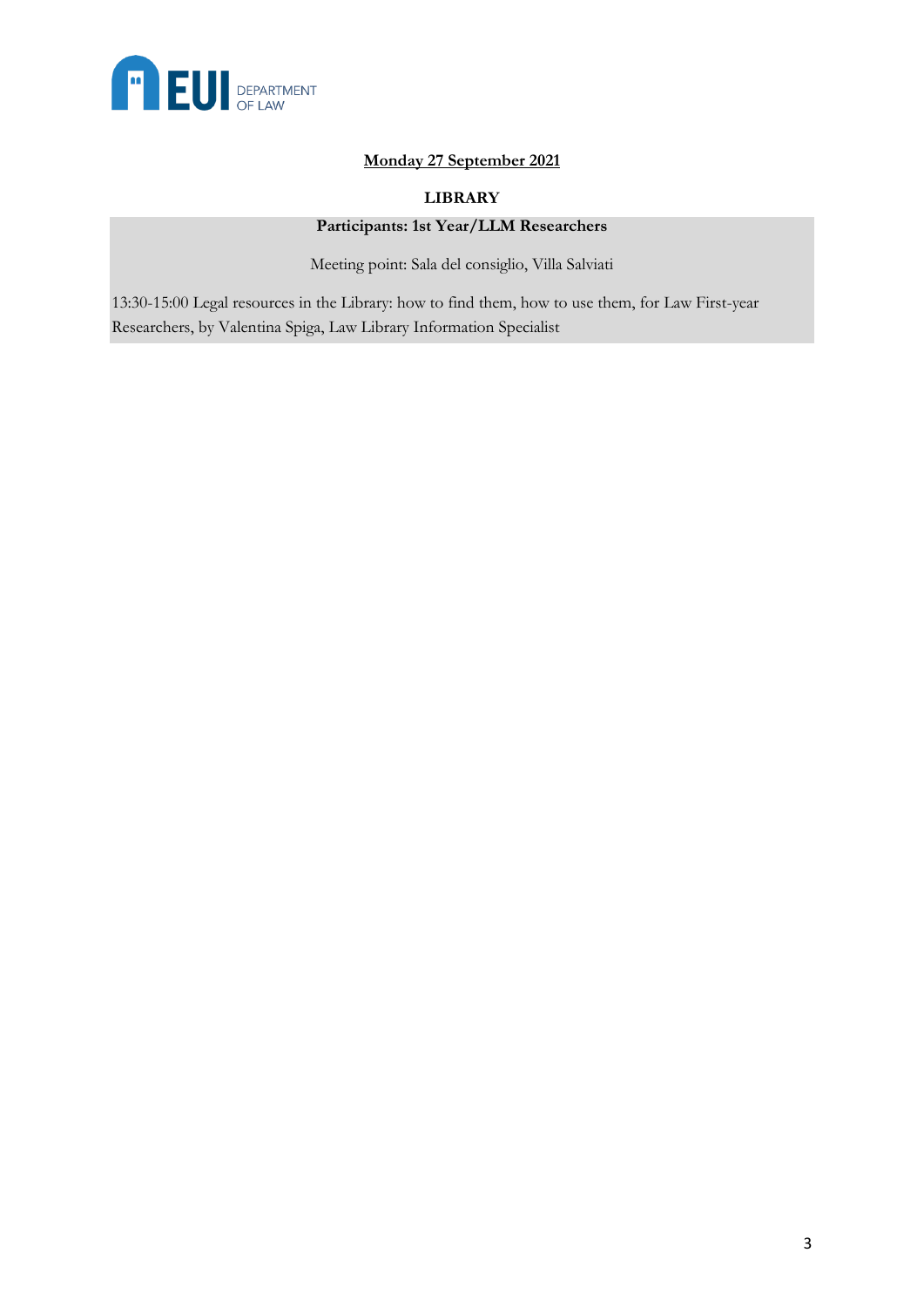**Monday 27 September 2021**

**LIBRARY**

**Participants: 1st Year/LLM Researchers**

Meeting point: Sala del consiglio, Villa Salviati

13:30-15:00 Legal resources in the Library: how to find them, how to use them, for Law First-year Researchers, by Valentina Spiga, Law Library Information Specialist